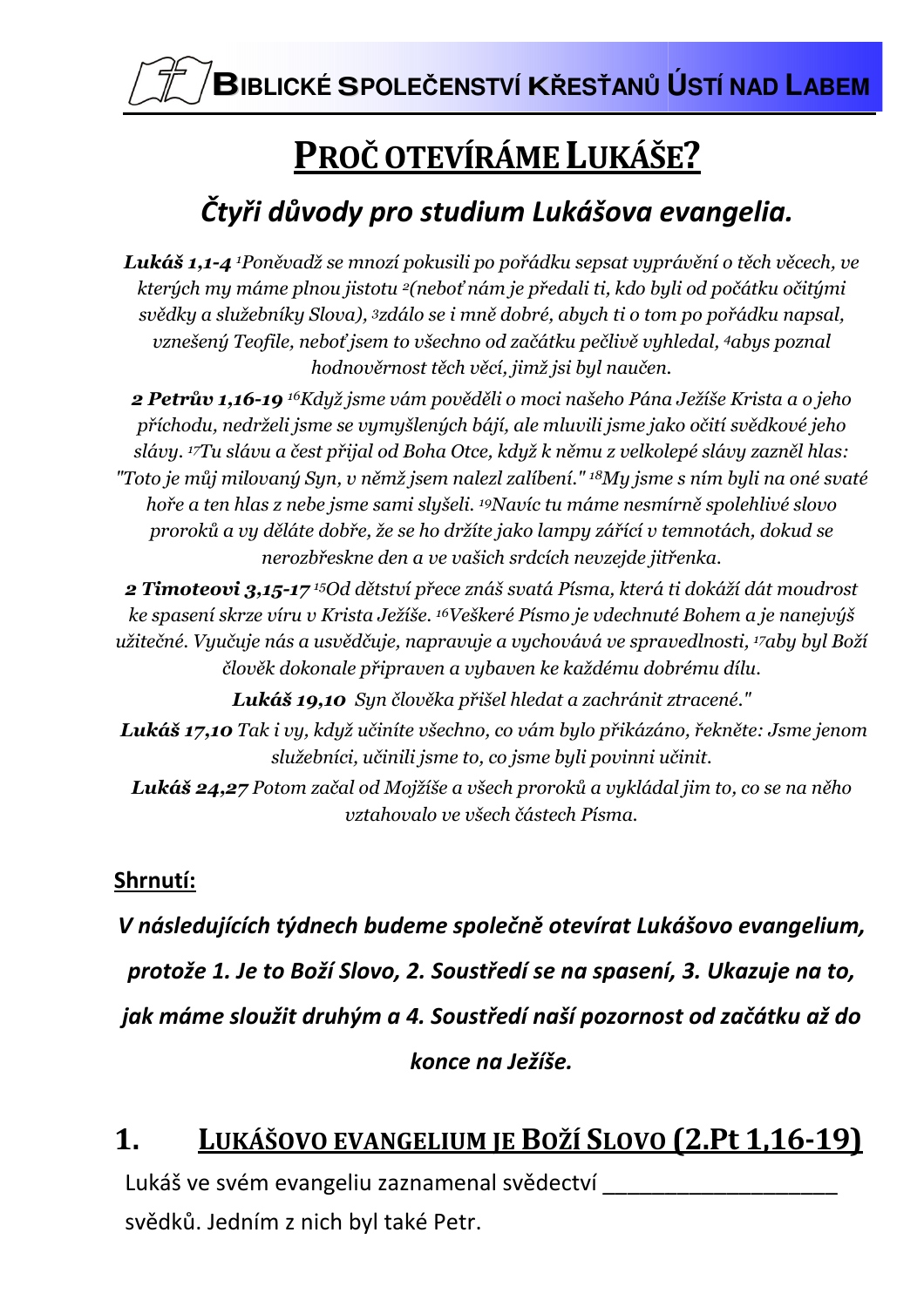**BIBLICKÉ SPOLEČENSTVÍ KŘESŤANŮ ÚSTÍ NAD LABEM**

# PROČ OTEVÍRÁME LUKÁŠE?

## *Čtyři důvody pro studium Lukášova evangelia.*

***Lukáš 1,1-4*** *[1]Poněvadž se mnozí pokusili po pořádku sepsat vyprávění o těch věcech, ve kterých my máme plnou jistotu [2](neboť nám je předali ti, kdo byli od počátku očitými svědky a služebníky Slova), [3]zdálo se i mně dobré, abych ti o tom po pořádku napsal, vznešený Teofile, neboť jsem to všechno od začátku pečlivě vyhledal, [4]abys poznal hodnověrnost těch věcí, jimž jsi byl naučen.*

***2 Petrův 1,16-19*** *[16]Když jsme vám pověděli o moci našeho Pána Ježíše Krista a o jeho příchodu, nedrželi jsme se vymyšlených bájí, ale mluvili jsme jako očití svědkové jeho slávy. [17]Tu slávu a čest přijal od Boha Otce, když k němu z velkolepé slávy zazněl hlas: "Toto je můj milovaný Syn, v němž jsem nalezl zalíbení." [18]My jsme s ním byli na oné svaté hoře a ten hlas z nebe jsme sami slyšeli. [19]Navíc tu máme nesmírně spolehlivé slovo proroků a vy děláte dobře, že se ho držíte jako lampy zářící v temnotách, dokud se nerozbřeskne den a ve vašich srdcích nevzejde jitřenka.*

***2 Timoteovi 3,15-17*** *[15]Od dětství přece znáš svatá Písma, která ti dokáží dát moudrost ke spasení skrze víru v Krista Ježíše. [16]Veškeré Písmo je vdechnuté Bohem a je nanejvýš užitečné. Vyučuje nás a usvědčuje, napravuje a vychovává ve spravedlnosti, [17]aby byl Boží člověk dokonale připraven a vybaven ke každému dobrému dílu.*

***Lukáš 19,10*** *Syn člověka přišel hledat a zachránit ztracené."*

***Lukáš 17,10*** *Tak i vy, když učiníte všechno, co vám bylo přikázáno, řekněte: Jsme jenom služebníci, učinili jsme to, co jsme byli povinni učinit.*

***Lukáš 24,27*** *Potom začal od Mojžíše a všech proroků a vykládal jim to, co se na něho vztahovalo ve všech částech Písma.*

**Shrnutí:**

***V následujících týdnech budeme společně otevírat Lukášovo evangelium, protože 1. Je to Boží Slovo, 2. Soustředí se na spasení, 3. Ukazuje na to, jak máme sloužit druhým a 4. Soustředí naší pozornost od začátku až do konce na Ježíše.***

## 1. LUKÁŠOVO EVANGELIUM JE BOŽÍ SLOVO (2.Pt 1,16-19)

Lukáš ve svém evangeliu zaznamenal svědectví ___________________ svědků. Jedním z nich byl také Petr.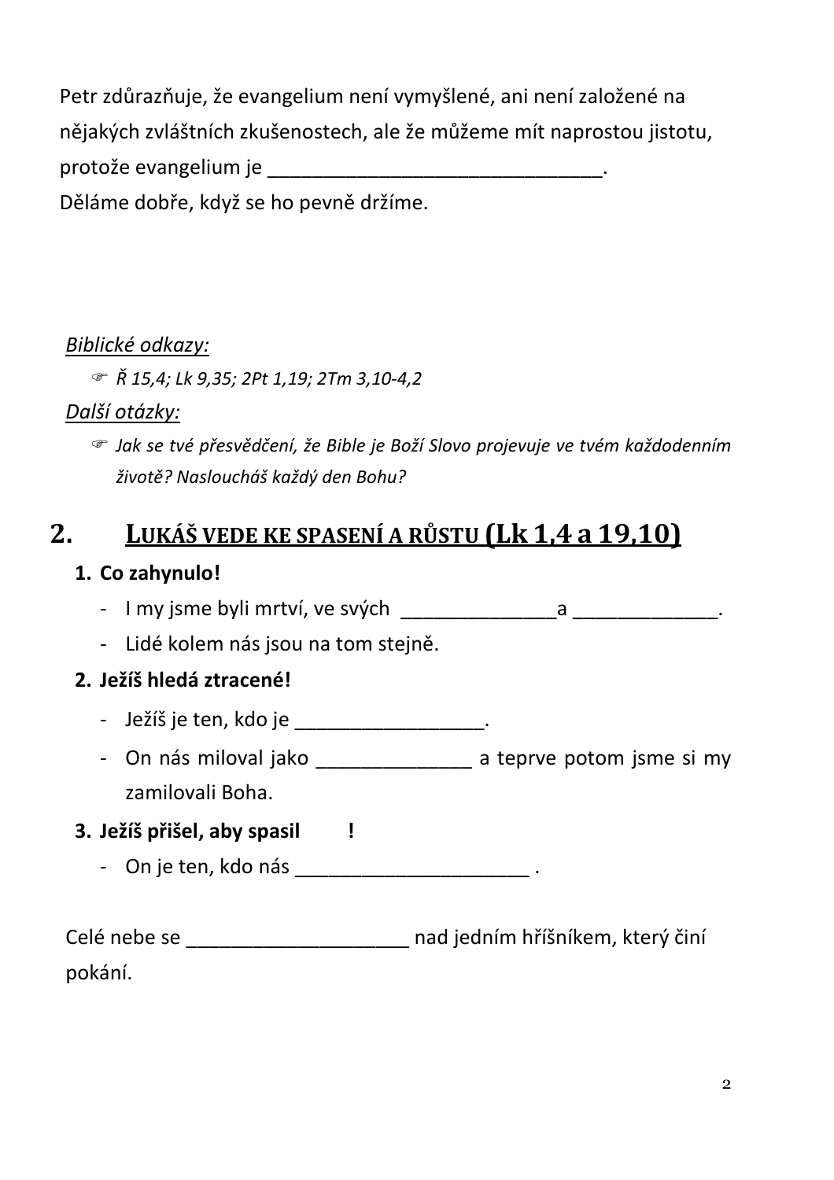Petr zdůrazňuje, že evangelium není vymyšlené, ani není založené na nějakých zvláštních zkušenostech, ale že můžeme mít naprostou jistotu, protože evangelium je ______________________________.
Děláme dobře, když se ho pevně držíme.

*Biblické odkazy:*

- *Ř 15,4; Lk 9,35; 2Pt 1,19; 2Tm 3,10-4,2*

*Další otázky:*

- *Jak se tvé přesvědčení, že Bible je Boží Slovo projevuje ve tvém každodenním životě? Nasloucháš každý den Bohu?*

## 2. LUKÁŠ VEDE KE SPASENÍ A RŮSTU (Lk 1,4 a 19,10)

1. **Co zahynulo!**
   - I my jsme byli mrtví, ve svých ______________a _____________.
   - Lidé kolem nás jsou na tom stejně.
2. **Ježíš hledá ztracené!**
   - Ježíš je ten, kdo je _________________.
   - On nás miloval jako ______________ a teprve potom jsme si my zamilovali Boha.
3. **Ježíš přišel, aby spasil !**
   - On je ten, kdo nás _____________________ .

Celé nebe se ____________________ nad jedním hříšníkem, který činí pokání.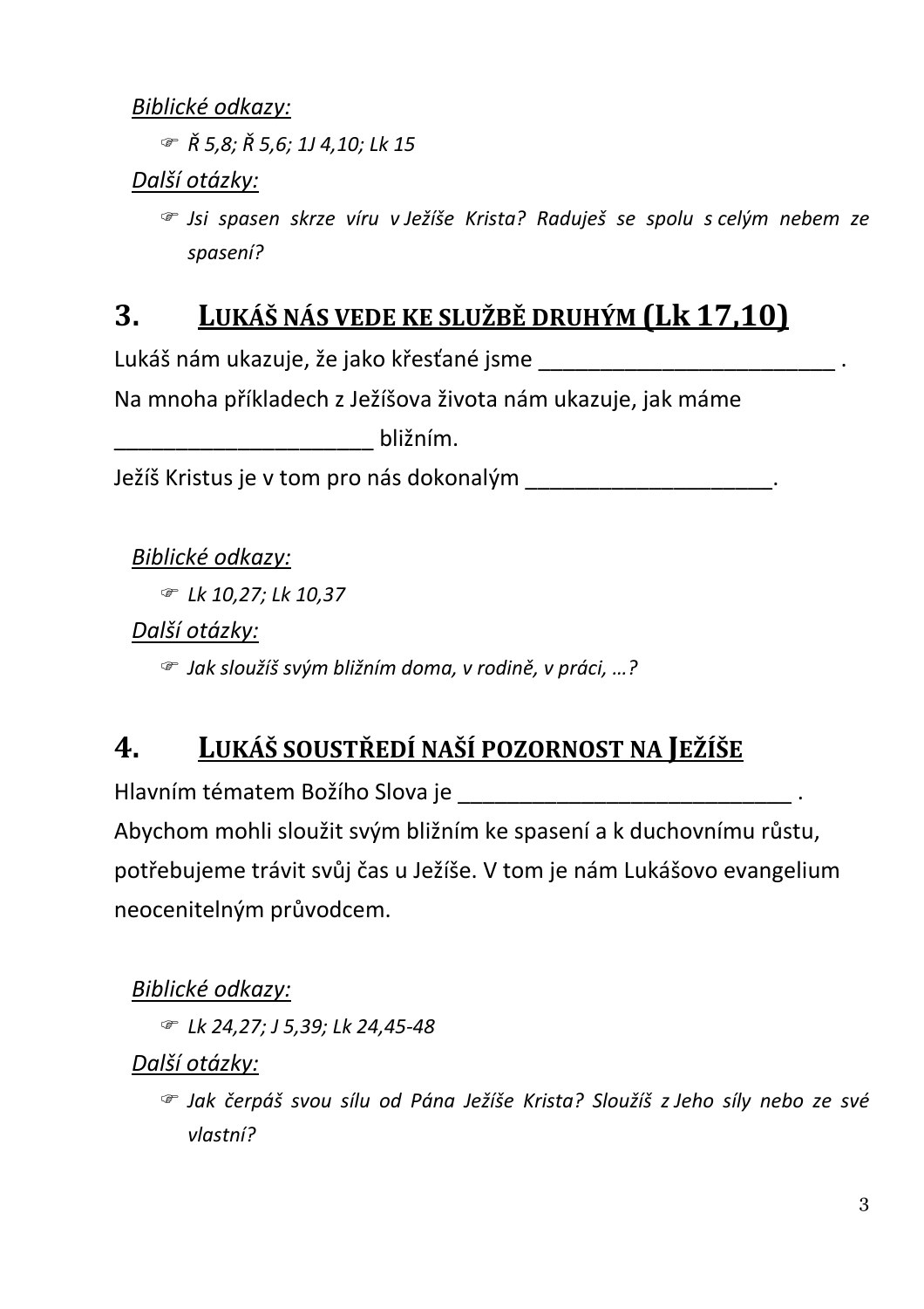*Biblické odkazy:*

- ☞ *Ř 5,8; Ř 5,6; 1J 4,10; Lk 15*

*Další otázky:*

- ☞ *Jsi spasen skrze víru v Ježíše Krista? Raduješ se spolu s celým nebem ze spasení?*

## 3. Lukáš nás vede ke službě druhým (Lk 17,10)

Lukáš nám ukazuje, že jako křesťané jsme _________________________ .
Na mnoha příkladech z Ježíšova života nám ukazuje, jak máme _____________________ bližním.
Ježíš Kristus je v tom pro nás dokonalým ____________________.

*Biblické odkazy:*

- ☞ *Lk 10,27; Lk 10,37*

*Další otázky:*

- ☞ *Jak sloužíš svým bližním doma, v rodině, v práci, …?*

## 4. Lukáš soustředí naší pozornost na Ježíše

Hlavním tématem Božího Slova je ____________________________ .
Abychom mohli sloužit svým bližním ke spasení a k duchovnímu růstu, potřebujeme trávit svůj čas u Ježíše. V tom je nám Lukášovo evangelium neocenitelným průvodcem.

*Biblické odkazy:*

- ☞ *Lk 24,27; J 5,39; Lk 24,45-48*

*Další otázky:*

- ☞ *Jak čerpáš svou sílu od Pána Ježíše Krista? Sloužíš z Jeho síly nebo ze své vlastní?*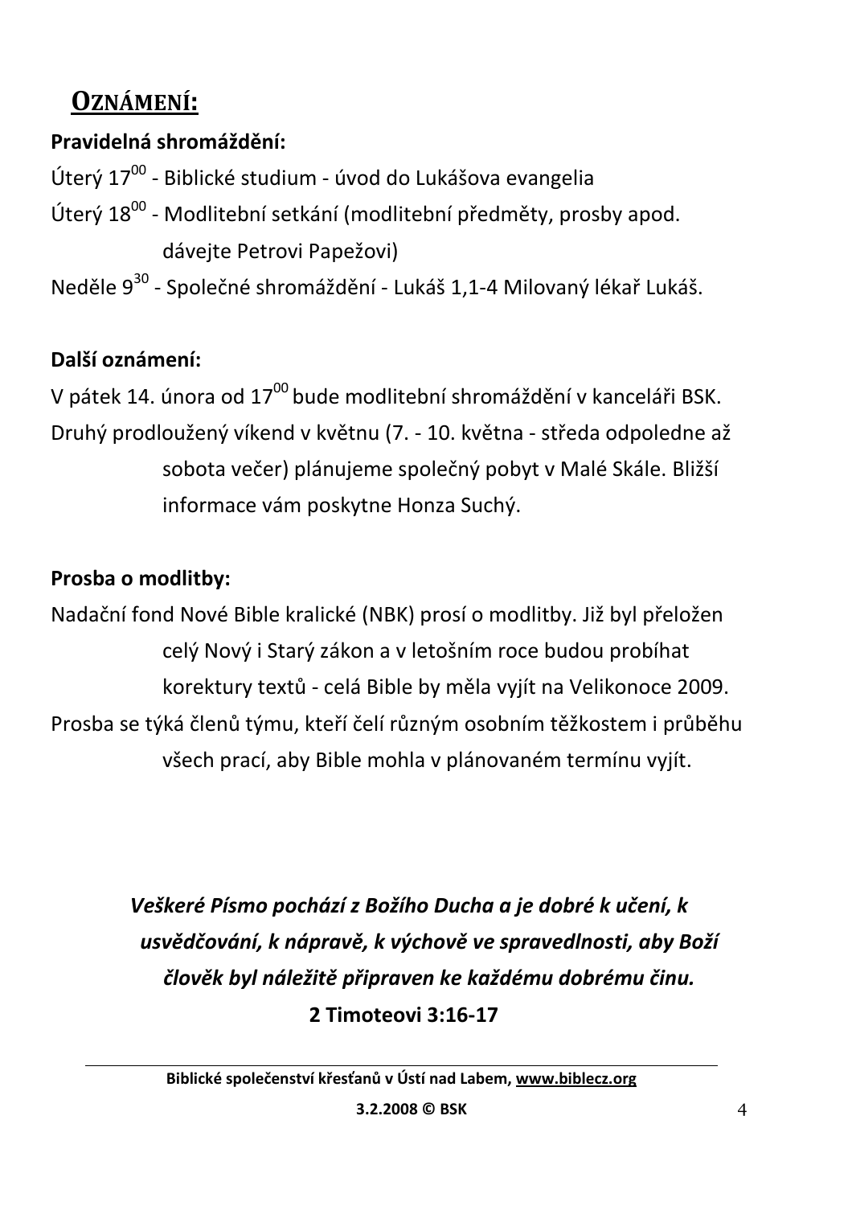## OZNÁMENÍ:

**Pravidelná shromáždění:**

Úterý $17^{00}$ - Biblické studium - úvod do Lukášova evangelia

Úterý $18^{00}$ - Modlitební setkání (modlitební předměty, prosby apod. dávejte Petrovi Papežovi)

Neděle $9^{30}$ - Společné shromáždění - Lukáš 1,1-4 Milovaný lékař Lukáš.

**Další oznámení:**

V pátek 14. února od $17^{00}$ bude modlitební shromáždění v kanceláři BSK.

Druhý prodloužený víkend v květnu (7. - 10. května - středa odpoledne až sobota večer) plánujeme společný pobyt v Malé Skále. Bližší informace vám poskytne Honza Suchý.

**Prosba o modlitby:**

Nadační fond Nové Bible kralické (NBK) prosí o modlitby. Již byl přeložen celý Nový i Starý zákon a v letošním roce budou probíhat korektury textů - celá Bible by měla vyjít na Velikonoce 2009.

Prosba se týká členů týmu, kteří čelí různým osobním těžkostem i průběhu všech prací, aby Bible mohla v plánovaném termínu vyjít.

***Veškeré Písmo pochází z Božího Ducha a je dobré k učení, k usvědčování, k nápravě, k výchově ve spravedlnosti, aby Boží člověk byl náležitě připraven ke každému dobrému činu.***

**2 Timoteovi 3:16-17**

**Biblické společenství křesťanů v Ústí nad Labem, www.biblecz.org**

**3.2.2008 © BSK**